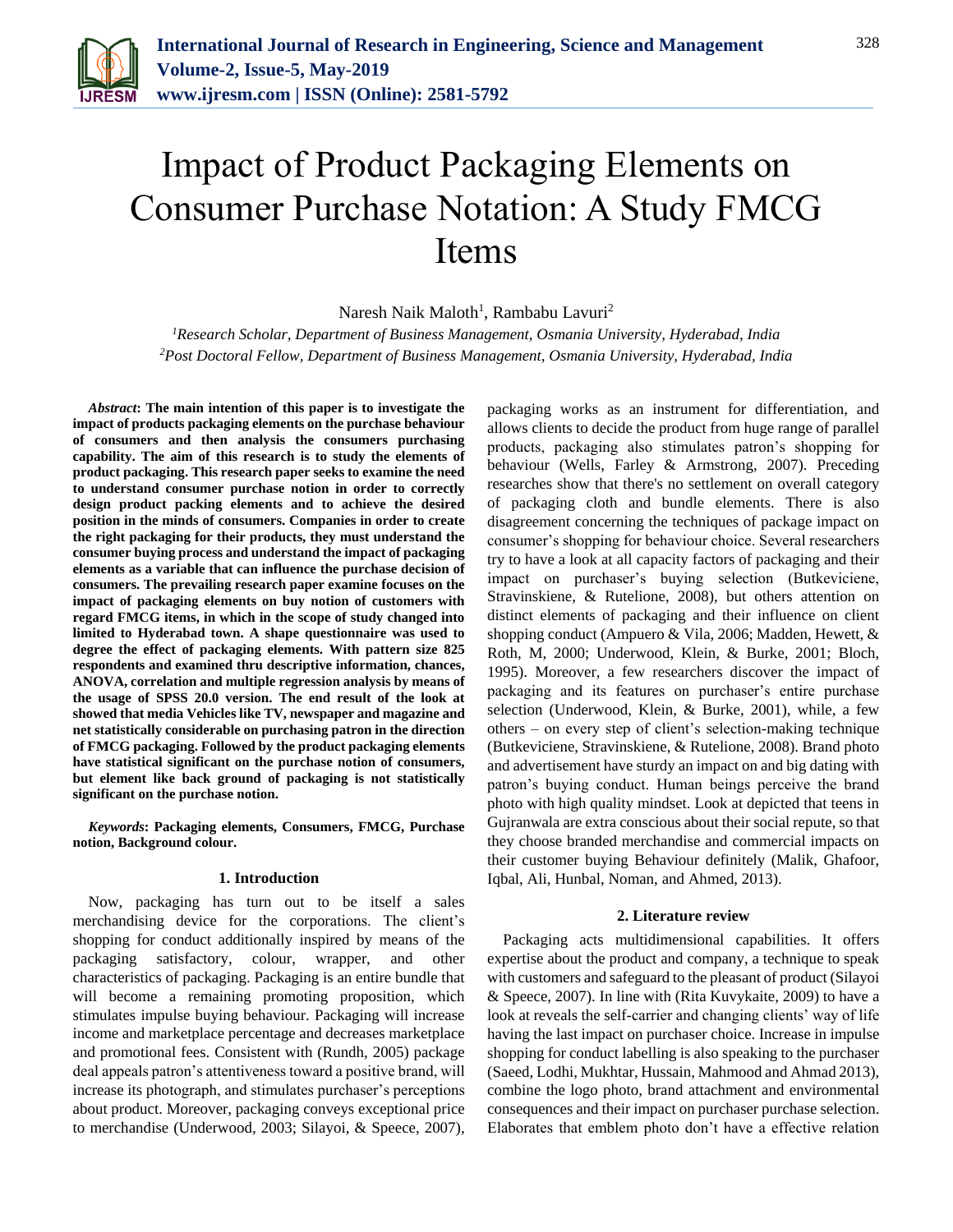# Impact of Product Packaging Elements on Consumer Purchase Notation: A Study FMCG Items

Naresh Naik Maloth[1], Rambabu Lavuri[2]

[1]*Research Scholar, Department of Business Management, Osmania University, Hyderabad, India*
[2]*Post Doctoral Fellow, Department of Business Management, Osmania University, Hyderabad, India*

***Abstract*: The main intention of this paper is to investigate the impact of products packaging elements on the purchase behaviour of consumers and then analysis the consumers purchasing capability. The aim of this research is to study the elements of product packaging. This research paper seeks to examine the need to understand consumer purchase notion in order to correctly design product packing elements and to achieve the desired position in the minds of consumers. Companies in order to create the right packaging for their products, they must understand the consumer buying process and understand the impact of packaging elements as a variable that can influence the purchase decision of consumers. The prevailing research paper examine focuses on the impact of packaging elements on buy notion of customers with regard FMCG items, in which in the scope of study changed into limited to Hyderabad town. A shape questionnaire was used to degree the effect of packaging elements. With pattern size 825 respondents and examined thru descriptive information, chances, ANOVA, correlation and multiple regression analysis by means of the usage of SPSS 20.0 version. The end result of the look at showed that media Vehicles like TV, newspaper and magazine and net statistically considerable on purchasing patron in the direction of FMCG packaging. Followed by the product packaging elements have statistical significant on the purchase notion of consumers, but element like back ground of packaging is not statistically significant on the purchase notion.**

***Keywords*: Packaging elements, Consumers, FMCG, Purchase notion, Background colour.**

## 1. Introduction

Now, packaging has turn out to be itself a sales merchandising device for the corporations. The client's shopping for conduct additionally inspired by means of the packaging satisfactory, colour, wrapper, and other characteristics of packaging. Packaging is an entire bundle that will become a remaining promoting proposition, which stimulates impulse buying behaviour. Packaging will increase income and marketplace percentage and decreases marketplace and promotional fees. Consistent with (Rundh, 2005) package deal appeals patron's attentiveness toward a positive brand, will increase its photograph, and stimulates purchaser's perceptions about product. Moreover, packaging conveys exceptional price to merchandise (Underwood, 2003; Silayoi, & Speece, 2007), packaging works as an instrument for differentiation, and allows clients to decide the product from huge range of parallel products, packaging also stimulates patron's shopping for behaviour (Wells, Farley & Armstrong, 2007). Preceding researches show that there's no settlement on overall category of packaging cloth and bundle elements. There is also disagreement concerning the techniques of package impact on consumer's shopping for behaviour choice. Several researchers try to have a look at all capacity factors of packaging and their impact on purchaser's buying selection (Butkeviciene, Stravinskiene, & Rutelione, 2008), but others attention on distinct elements of packaging and their influence on client shopping conduct (Ampuero & Vila, 2006; Madden, Hewett, & Roth, M, 2000; Underwood, Klein, & Burke, 2001; Bloch, 1995). Moreover, a few researchers discover the impact of packaging and its features on purchaser's entire purchase selection (Underwood, Klein, & Burke, 2001), while, a few others – on every step of client's selection-making technique (Butkeviciene, Stravinskiene, & Rutelione, 2008). Brand photo and advertisement have sturdy an impact on and big dating with patron's buying conduct. Human beings perceive the brand photo with high quality mindset. Look at depicted that teens in Gujranwala are extra conscious about their social repute, so that they choose branded merchandise and commercial impacts on their customer buying Behaviour definitely (Malik, Ghafoor, Iqbal, Ali, Hunbal, Noman, and Ahmed, 2013).

## 2. Literature review

Packaging acts multidimensional capabilities. It offers expertise about the product and company, a technique to speak with customers and safeguard to the pleasant of product (Silayoi & Speece, 2007). In line with (Rita Kuvykaite, 2009) to have a look at reveals the self-carrier and changing clients' way of life having the last impact on purchaser choice. Increase in impulse shopping for conduct labelling is also speaking to the purchaser (Saeed, Lodhi, Mukhtar, Hussain, Mahmood and Ahmad 2013), combine the logo photo, brand attachment and environmental consequences and their impact on purchaser purchase selection. Elaborates that emblem photo don't have a effective relation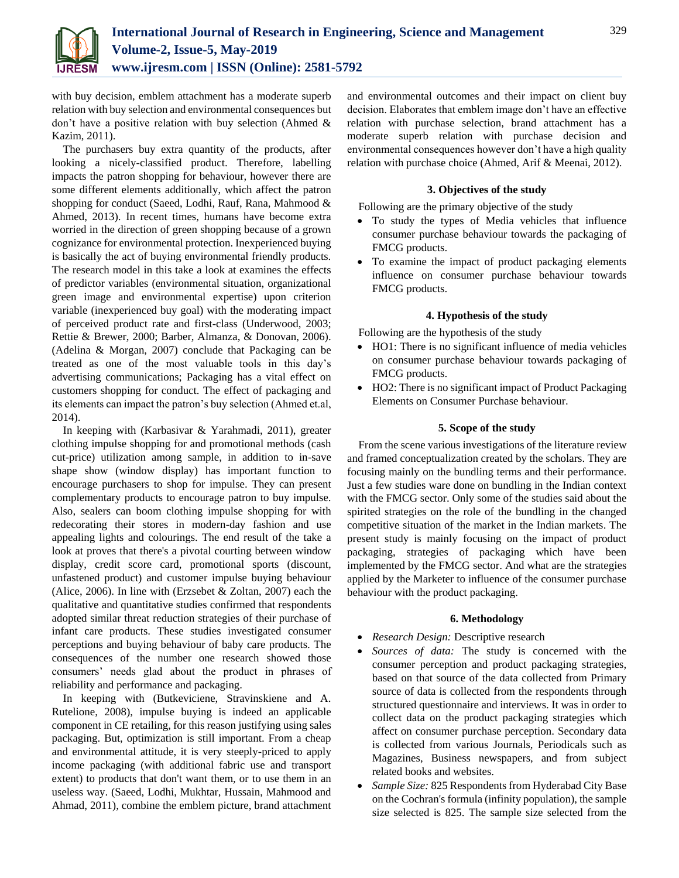with buy decision, emblem attachment has a moderate superb relation with buy selection and environmental consequences but don't have a positive relation with buy selection (Ahmed & Kazim, 2011).

The purchasers buy extra quantity of the products, after looking a nicely-classified product. Therefore, labelling impacts the patron shopping for behaviour, however there are some different elements additionally, which affect the patron shopping for conduct (Saeed, Lodhi, Rauf, Rana, Mahmood & Ahmed, 2013). In recent times, humans have become extra worried in the direction of green shopping because of a grown cognizance for environmental protection. Inexperienced buying is basically the act of buying environmental friendly products. The research model in this take a look at examines the effects of predictor variables (environmental situation, organizational green image and environmental expertise) upon criterion variable (inexperienced buy goal) with the moderating impact of perceived product rate and first-class (Underwood, 2003; Rettie & Brewer, 2000; Barber, Almanza, & Donovan, 2006). (Adelina & Morgan, 2007) conclude that Packaging can be treated as one of the most valuable tools in this day's advertising communications; Packaging has a vital effect on customers shopping for conduct. The effect of packaging and its elements can impact the patron's buy selection (Ahmed et.al, 2014).

In keeping with (Karbasivar & Yarahmadi, 2011), greater clothing impulse shopping for and promotional methods (cash cut-price) utilization among sample, in addition to in-save shape show (window display) has important function to encourage purchasers to shop for impulse. They can present complementary products to encourage patron to buy impulse. Also, sealers can boom clothing impulse shopping for with redecorating their stores in modern-day fashion and use appealing lights and colourings. The end result of the take a look at proves that there's a pivotal courting between window display, credit score card, promotional sports (discount, unfastened product) and customer impulse buying behaviour (Alice, 2006). In line with (Erzsebet & Zoltan, 2007) each the qualitative and quantitative studies confirmed that respondents adopted similar threat reduction strategies of their purchase of infant care products. These studies investigated consumer perceptions and buying behaviour of baby care products. The consequences of the number one research showed those consumers' needs glad about the product in phrases of reliability and performance and packaging.

In keeping with (Butkeviciene, Stravinskiene and A. Rutelione, 2008), impulse buying is indeed an applicable component in CE retailing, for this reason justifying using sales packaging. But, optimization is still important. From a cheap and environmental attitude, it is very steeply-priced to apply income packaging (with additional fabric use and transport extent) to products that don't want them, or to use them in an useless way. (Saeed, Lodhi, Mukhtar, Hussain, Mahmood and Ahmad, 2011), combine the emblem picture, brand attachment and environmental outcomes and their impact on client buy decision. Elaborates that emblem image don't have an effective relation with purchase selection, brand attachment has a moderate superb relation with purchase decision and environmental consequences however don't have a high quality relation with purchase choice (Ahmed, Arif & Meenai, 2012).

## 3. Objectives of the study

Following are the primary objective of the study

- To study the types of Media vehicles that influence consumer purchase behaviour towards the packaging of FMCG products.
- To examine the impact of product packaging elements influence on consumer purchase behaviour towards FMCG products.

## 4. Hypothesis of the study

Following are the hypothesis of the study

- HO1: There is no significant influence of media vehicles on consumer purchase behaviour towards packaging of FMCG products.
- HO2: There is no significant impact of Product Packaging Elements on Consumer Purchase behaviour.

## 5. Scope of the study

From the scene various investigations of the literature review and framed conceptualization created by the scholars. They are focusing mainly on the bundling terms and their performance. Just a few studies ware done on bundling in the Indian context with the FMCG sector. Only some of the studies said about the spirited strategies on the role of the bundling in the changed competitive situation of the market in the Indian markets. The present study is mainly focusing on the impact of product packaging, strategies of packaging which have been implemented by the FMCG sector. And what are the strategies applied by the Marketer to influence of the consumer purchase behaviour with the product packaging.

## 6. Methodology

- *Research Design:* Descriptive research
- *Sources of data:* The study is concerned with the consumer perception and product packaging strategies, based on that source of the data collected from Primary source of data is collected from the respondents through structured questionnaire and interviews. It was in order to collect data on the product packaging strategies which affect on consumer purchase perception. Secondary data is collected from various Journals, Periodicals such as Magazines, Business newspapers, and from subject related books and websites.
- *Sample Size:* 825 Respondents from Hyderabad City Base on the Cochran's formula (infinity population), the sample size selected is 825. The sample size selected from the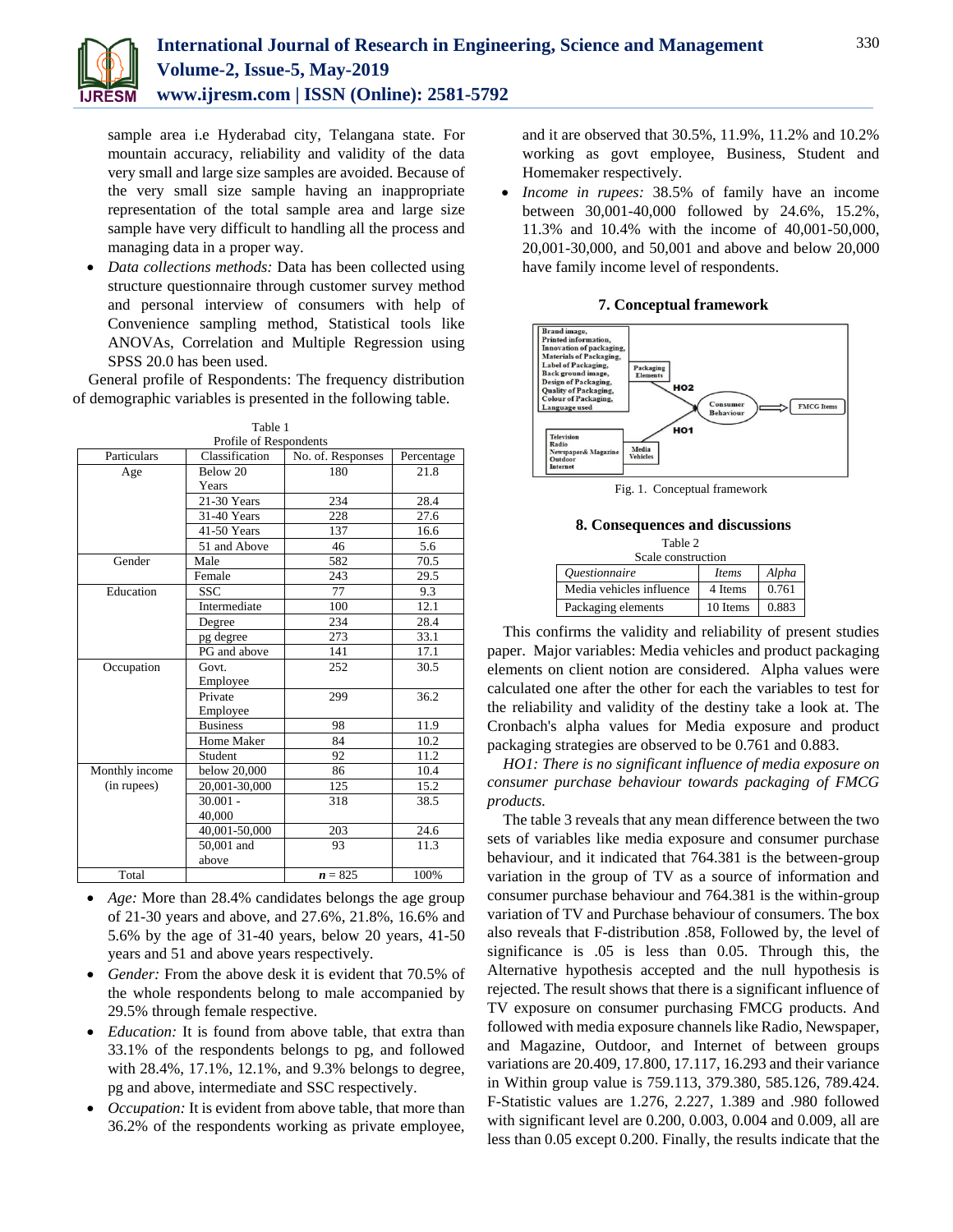sample area i.e Hyderabad city, Telangana state. For mountain accuracy, reliability and validity of the data very small and large size samples are avoided. Because of the very small size sample having an inappropriate representation of the total sample area and large size sample have very difficult to handling all the process and managing data in a proper way.

- *Data collections methods:* Data has been collected using structure questionnaire through customer survey method and personal interview of consumers with help of Convenience sampling method, Statistical tools like ANOVAs, Correlation and Multiple Regression using SPSS 20.0 has been used.

General profile of Respondents: The frequency distribution of demographic variables is presented in the following table.

Table 1
Profile of Respondents

| Particulars | Classification | No. of. Responses | Percentage |
|---|---|---|---|
| Age | Below 20 Years | 180 | 21.8 |
| | 21-30 Years | 234 | 28.4 |
| | 31-40 Years | 228 | 27.6 |
| | 41-50 Years | 137 | 16.6 |
| | 51 and Above | 46 | 5.6 |
| Gender | Male | 582 | 70.5 |
| | Female | 243 | 29.5 |
| Education | SSC | 77 | 9.3 |
| | Intermediate | 100 | 12.1 |
| | Degree | 234 | 28.4 |
| | pg degree | 273 | 33.1 |
| | PG and above | 141 | 17.1 |
| Occupation | Govt. Employee | 252 | 30.5 |
| | Private Employee | 299 | 36.2 |
| | Business | 98 | 11.9 |
| | Home Maker | 84 | 10.2 |
| | Student | 92 | 11.2 |
| Monthly income (in rupees) | below 20,000 | 86 | 10.4 |
| | 20,001-30,000 | 125 | 15.2 |
| | 30.001 - 40,000 | 318 | 38.5 |
| | 40,001-50,000 | 203 | 24.6 |
| | 50,001 and above | 93 | 11.3 |
| Total | | ***n*** = 825 | 100% |

- *Age:* More than 28.4% candidates belongs the age group of 21-30 years and above, and 27.6%, 21.8%, 16.6% and 5.6% by the age of 31-40 years, below 20 years, 41-50 years and 51 and above years respectively.
- *Gender:* From the above desk it is evident that 70.5% of the whole respondents belong to male accompanied by 29.5% through female respective.
- *Education:* It is found from above table, that extra than 33.1% of the respondents belongs to pg, and followed with 28.4%, 17.1%, 12.1%, and 9.3% belongs to degree, pg and above, intermediate and SSC respectively.
- *Occupation:* It is evident from above table, that more than 36.2% of the respondents working as private employee, and it are observed that 30.5%, 11.9%, 11.2% and 10.2% working as govt employee, Business, Student and Homemaker respectively.
- *Income in rupees:* 38.5% of family have an income between 30,001-40,000 followed by 24.6%, 15.2%, 11.3% and 10.4% with the income of 40,001-50,000, 20,001-30,000, and 50,001 and above and below 20,000 have family income level of respondents.

### 7. Conceptual framework

Brand image, Printed information, Innovation of packaging, Materials of Packaging, Label of Packaging, Back ground image, Design of Packaging, Quality of Packaging, Colour of Packaging, Language used

Packaging Elements

HO2

Consumer Behaviour

FMCG Items

HO1

Television, Radio, Newspaper& Magazine, Outdoor, Internet

Media Vehicles

Fig. 1. Conceptual framework

### 8. Consequences and discussions

Table 2
Scale construction

| *Questionnaire* | *Items* | *Alpha* |
|---|---|---|
| Media vehicles influence | 4 Items | 0.761 |
| Packaging elements | 10 Items | 0.883 |

This confirms the validity and reliability of present studies paper. Major variables: Media vehicles and product packaging elements on client notion are considered. Alpha values were calculated one after the other for each the variables to test for the reliability and validity of the destiny take a look at. The Cronbach's alpha values for Media exposure and product packaging strategies are observed to be 0.761 and 0.883.

*HO1: There is no significant influence of media exposure on consumer purchase behaviour towards packaging of FMCG products.*

The table 3 reveals that any mean difference between the two sets of variables like media exposure and consumer purchase behaviour, and it indicated that 764.381 is the between-group variation in the group of TV as a source of information and consumer purchase behaviour and 764.381 is the within-group variation of TV and Purchase behaviour of consumers. The box also reveals that F-distribution .858, Followed by, the level of significance is .05 is less than 0.05. Through this, the Alternative hypothesis accepted and the null hypothesis is rejected. The result shows that there is a significant influence of TV exposure on consumer purchasing FMCG products. And followed with media exposure channels like Radio, Newspaper, and Magazine, Outdoor, and Internet of between groups variations are 20.409, 17.800, 17.117, 16.293 and their variance in Within group value is 759.113, 379.380, 585.126, 789.424. F-Statistic values are 1.276, 2.227, 1.389 and .980 followed with significant level are 0.200, 0.003, 0.004 and 0.009, all are less than 0.05 except 0.200. Finally, the results indicate that the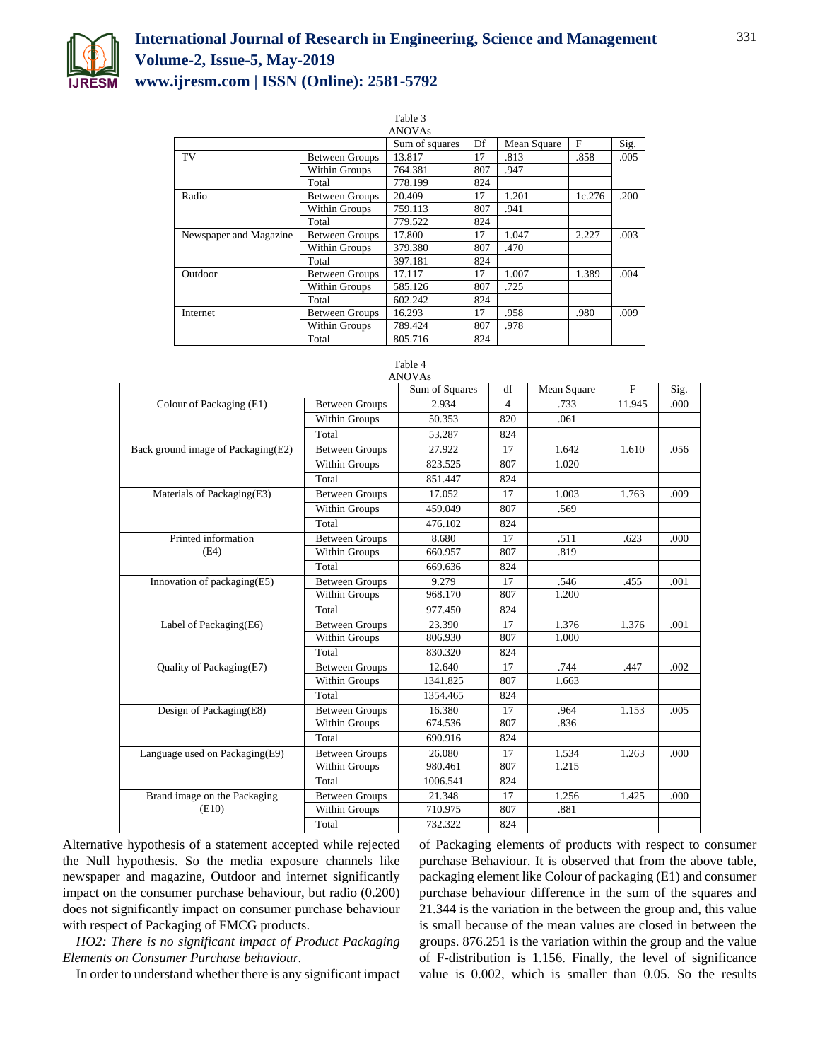Table 3

ANOVAs

| | | Sum of squares | Df | Mean Square | F | Sig. |
|---|---|---|---|---|---|---|
| TV | Between Groups | 13.817 | 17 | .813 | .858 | .005 |
| | Within Groups | 764.381 | 807 | .947 | | |
| | Total | 778.199 | 824 | | | |
| Radio | Between Groups | 20.409 | 17 | 1.201 | 1c.276 | .200 |
| | Within Groups | 759.113 | 807 | .941 | | |
| | Total | 779.522 | 824 | | | |
| Newspaper and Magazine | Between Groups | 17.800 | 17 | 1.047 | 2.227 | .003 |
| | Within Groups | 379.380 | 807 | .470 | | |
| | Total | 397.181 | 824 | | | |
| Outdoor | Between Groups | 17.117 | 17 | 1.007 | 1.389 | .004 |
| | Within Groups | 585.126 | 807 | .725 | | |
| | Total | 602.242 | 824 | | | |
| Internet | Between Groups | 16.293 | 17 | .958 | .980 | .009 |
| | Within Groups | 789.424 | 807 | .978 | | |
| | Total | 805.716 | 824 | | | |

Table 4

ANOVAs

| | | Sum of Squares | df | Mean Square | F | Sig. |
|---|---|---|---|---|---|---|
| Colour of Packaging (E1) | Between Groups | 2.934 | 4 | .733 | 11.945 | .000 |
| | Within Groups | 50.353 | 820 | .061 | | |
| | Total | 53.287 | 824 | | | |
| Back ground image of Packaging(E2) | Between Groups | 27.922 | 17 | 1.642 | 1.610 | .056 |
| | Within Groups | 823.525 | 807 | 1.020 | | |
| | Total | 851.447 | 824 | | | |
| Materials of Packaging(E3) | Between Groups | 17.052 | 17 | 1.003 | 1.763 | .009 |
| | Within Groups | 459.049 | 807 | .569 | | |
| | Total | 476.102 | 824 | | | |
| Printed information (E4) | Between Groups | 8.680 | 17 | .511 | .623 | .000 |
| | Within Groups | 660.957 | 807 | .819 | | |
| | Total | 669.636 | 824 | | | |
| Innovation of packaging(E5) | Between Groups | 9.279 | 17 | .546 | .455 | .001 |
| | Within Groups | 968.170 | 807 | 1.200 | | |
| | Total | 977.450 | 824 | | | |
| Label of Packaging(E6) | Between Groups | 23.390 | 17 | 1.376 | 1.376 | .001 |
| | Within Groups | 806.930 | 807 | 1.000 | | |
| | Total | 830.320 | 824 | | | |
| Quality of Packaging(E7) | Between Groups | 12.640 | 17 | .744 | .447 | .002 |
| | Within Groups | 1341.825 | 807 | 1.663 | | |
| | Total | 1354.465 | 824 | | | |
| Design of Packaging(E8) | Between Groups | 16.380 | 17 | .964 | 1.153 | .005 |
| | Within Groups | 674.536 | 807 | .836 | | |
| | Total | 690.916 | 824 | | | |
| Language used on Packaging(E9) | Between Groups | 26.080 | 17 | 1.534 | 1.263 | .000 |
| | Within Groups | 980.461 | 807 | 1.215 | | |
| | Total | 1006.541 | 824 | | | |
| Brand image on the Packaging (E10) | Between Groups | 21.348 | 17 | 1.256 | 1.425 | .000 |
| | Within Groups | 710.975 | 807 | .881 | | |
| | Total | 732.322 | 824 | | | |

Alternative hypothesis of a statement accepted while rejected the Null hypothesis. So the media exposure channels like newspaper and magazine, Outdoor and internet significantly impact on the consumer purchase behaviour, but radio (0.200) does not significantly impact on consumer purchase behaviour with respect of Packaging of FMCG products.

*HO2: There is no significant impact of Product Packaging Elements on Consumer Purchase behaviour.*

In order to understand whether there is any significant impact of Packaging elements of products with respect to consumer purchase Behaviour. It is observed that from the above table, packaging element like Colour of packaging (E1) and consumer purchase behaviour difference in the sum of the squares and 21.344 is the variation in the between the group and, this value is small because of the mean values are closed in between the groups. 876.251 is the variation within the group and the value of F-distribution is 1.156. Finally, the level of significance value is 0.002, which is smaller than 0.05. So the results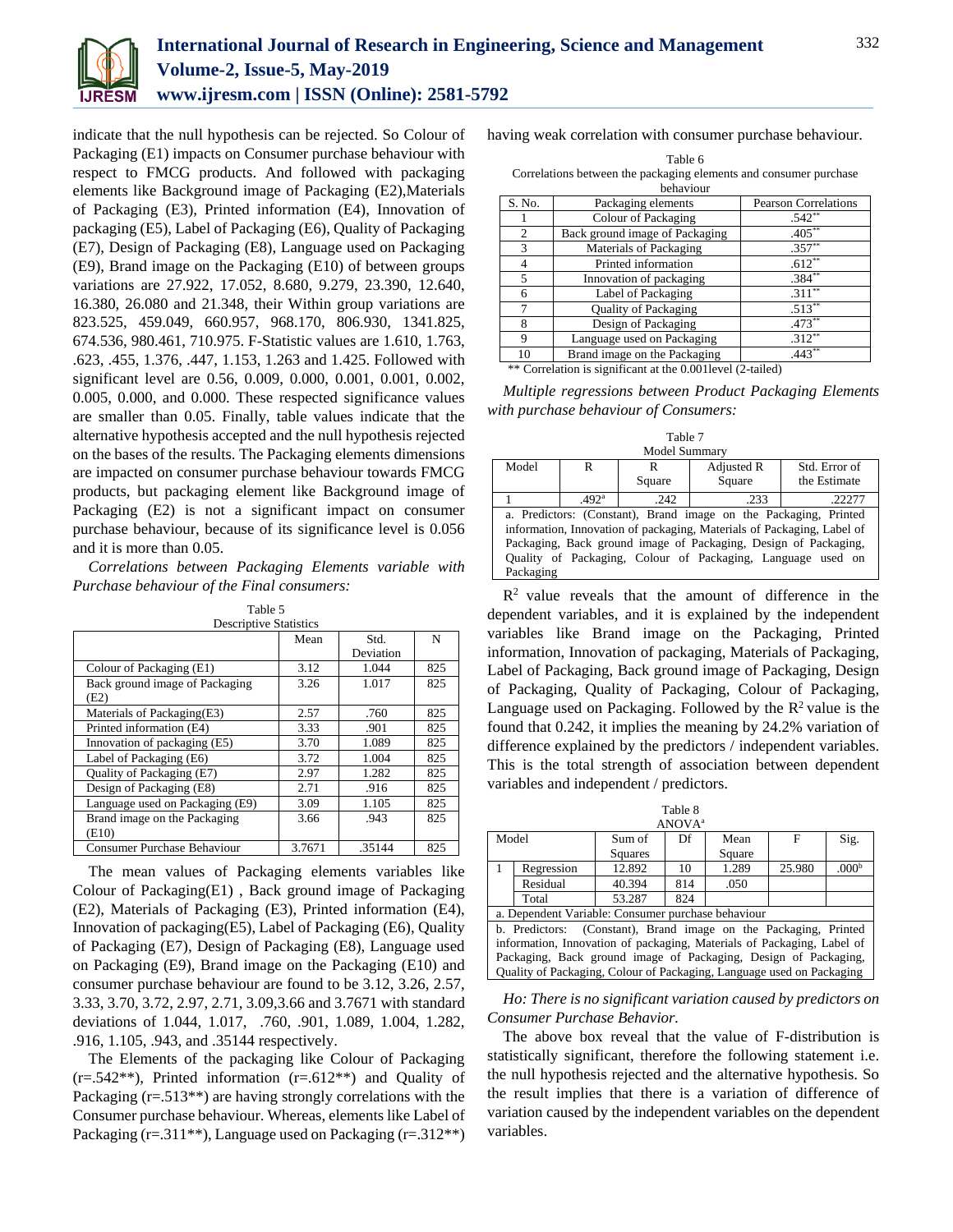indicate that the null hypothesis can be rejected. So Colour of Packaging (E1) impacts on Consumer purchase behaviour with respect to FMCG products. And followed with packaging elements like Background image of Packaging (E2),Materials of Packaging (E3), Printed information (E4), Innovation of packaging (E5), Label of Packaging (E6), Quality of Packaging (E7), Design of Packaging (E8), Language used on Packaging (E9), Brand image on the Packaging (E10) of between groups variations are 27.922, 17.052, 8.680, 9.279, 23.390, 12.640, 16.380, 26.080 and 21.348, their Within group variations are 823.525, 459.049, 660.957, 968.170, 806.930, 1341.825, 674.536, 980.461, 710.975. F-Statistic values are 1.610, 1.763, .623, .455, 1.376, .447, 1.153, 1.263 and 1.425. Followed with significant level are 0.56, 0.009, 0.000, 0.001, 0.001, 0.002, 0.005, 0.000, and 0.000. These respected significance values are smaller than 0.05. Finally, table values indicate that the alternative hypothesis accepted and the null hypothesis rejected on the bases of the results. The Packaging elements dimensions are impacted on consumer purchase behaviour towards FMCG products, but packaging element like Background image of Packaging (E2) is not a significant impact on consumer purchase behaviour, because of its significance level is 0.056 and it is more than 0.05.

*Correlations between Packaging Elements variable with Purchase behaviour of the Final consumers:*

Table 5
Descriptive Statistics

| | Mean | Std. Deviation | N |
|---|---|---|---|
| Colour of Packaging (E1) | 3.12 | 1.044 | 825 |
| Back ground image of Packaging (E2) | 3.26 | 1.017 | 825 |
| Materials of Packaging(E3) | 2.57 | .760 | 825 |
| Printed information (E4) | 3.33 | .901 | 825 |
| Innovation of packaging (E5) | 3.70 | 1.089 | 825 |
| Label of Packaging (E6) | 3.72 | 1.004 | 825 |
| Quality of Packaging (E7) | 2.97 | 1.282 | 825 |
| Design of Packaging (E8) | 2.71 | .916 | 825 |
| Language used on Packaging (E9) | 3.09 | 1.105 | 825 |
| Brand image on the Packaging (E10) | 3.66 | .943 | 825 |
| Consumer Purchase Behaviour | 3.7671 | .35144 | 825 |

The mean values of Packaging elements variables like Colour of Packaging(E1) , Back ground image of Packaging (E2), Materials of Packaging (E3), Printed information (E4), Innovation of packaging(E5), Label of Packaging (E6), Quality of Packaging (E7), Design of Packaging (E8), Language used on Packaging (E9), Brand image on the Packaging (E10) and consumer purchase behaviour are found to be 3.12, 3.26, 2.57, 3.33, 3.70, 3.72, 2.97, 2.71, 3.09,3.66 and 3.7671 with standard deviations of 1.044, 1.017, .760, .901, 1.089, 1.004, 1.282, .916, 1.105, .943, and .35144 respectively.

The Elements of the packaging like Colour of Packaging (r=.542**), Printed information (r=.612**) and Quality of Packaging (r=.513**) are having strongly correlations with the Consumer purchase behaviour. Whereas, elements like Label of Packaging (r=.311**), Language used on Packaging (r=.312**) having weak correlation with consumer purchase behaviour.

Table 6
Correlations between the packaging elements and consumer purchase behaviour

| S. No. | Packaging elements | Pearson Correlations |
|---|---|---|
| 1 | Colour of Packaging | .542** |
| 2 | Back ground image of Packaging | .405** |
| 3 | Materials of Packaging | .357** |
| 4 | Printed information | .612** |
| 5 | Innovation of packaging | .384** |
| 6 | Label of Packaging | .311** |
| 7 | Quality of Packaging | .513** |
| 8 | Design of Packaging | .473** |
| 9 | Language used on Packaging | .312** |
| 10 | Brand image on the Packaging | .443** |

** Correlation is significant at the 0.001level (2-tailed)

*Multiple regressions between Product Packaging Elements with purchase behaviour of Consumers:*

Table 7
Model Summary

| Model | R | R Square | Adjusted R Square | Std. Error of the Estimate |
|---|---|---|---|---|
| 1 | .492[a] | .242 | .233 | .22277 |

a. Predictors: (Constant), Brand image on the Packaging, Printed information, Innovation of packaging, Materials of Packaging, Label of Packaging, Back ground image of Packaging, Design of Packaging, Quality of Packaging, Colour of Packaging, Language used on Packaging

$R^2$ value reveals that the amount of difference in the dependent variables, and it is explained by the independent variables like Brand image on the Packaging, Printed information, Innovation of packaging, Materials of Packaging, Label of Packaging, Back ground image of Packaging, Design of Packaging, Quality of Packaging, Colour of Packaging, Language used on Packaging. Followed by the $R^2$ value is the found that 0.242, it implies the meaning by 24.2% variation of difference explained by the predictors / independent variables. This is the total strength of association between dependent variables and independent / predictors.

Table 8
ANOVA[a]

| Model | | Sum of Squares | Df | Mean Square | F | Sig. |
|---|---|---|---|---|---|---|
| 1 | Regression | 12.892 | 10 | 1.289 | 25.980 | .000[b] |
| | Residual | 40.394 | 814 | .050 | | |
| | Total | 53.287 | 824 | | | |

a. Dependent Variable: Consumer purchase behaviour

b. Predictors: (Constant), Brand image on the Packaging, Printed information, Innovation of packaging, Materials of Packaging, Label of Packaging, Back ground image of Packaging, Design of Packaging, Quality of Packaging, Colour of Packaging, Language used on Packaging

*Ho: There is no significant variation caused by predictors on Consumer Purchase Behavior.*

The above box reveal that the value of F-distribution is statistically significant, therefore the following statement i.e. the null hypothesis rejected and the alternative hypothesis. So the result implies that there is a variation of difference of variation caused by the independent variables on the dependent variables.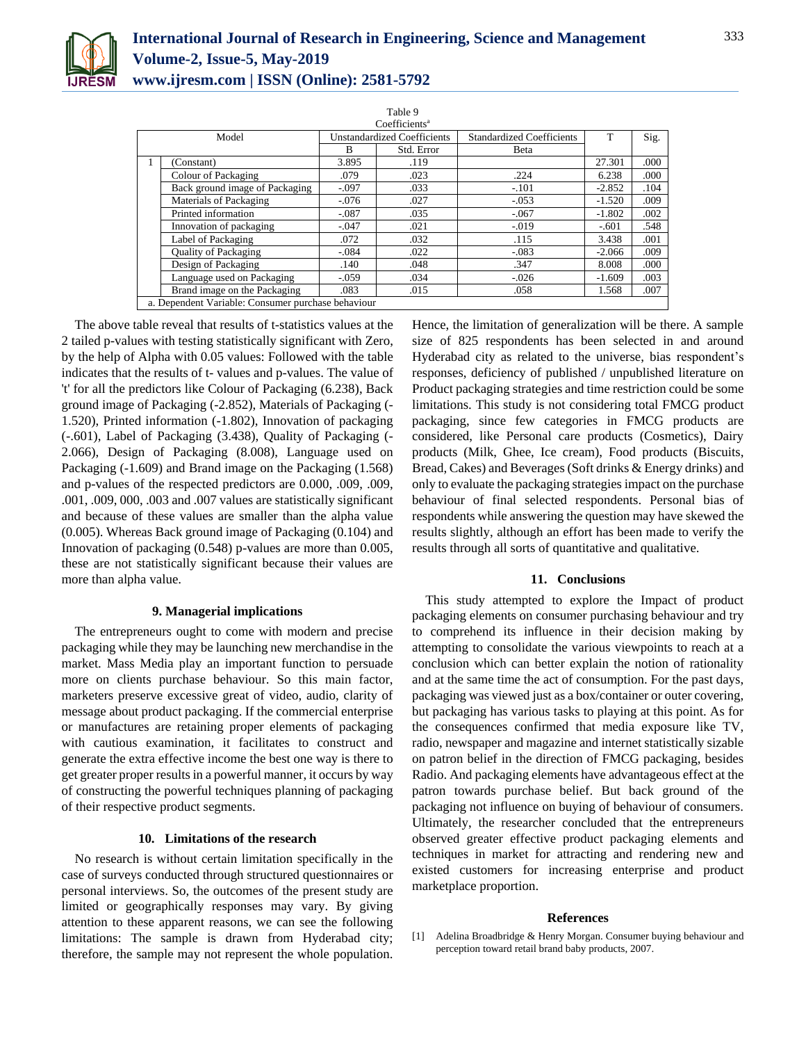Table 9

Coefficients[a]

| Model | | Unstandardized Coefficients | | Standardized Coefficients | T | Sig. |
|---|---|---|---|---|---|---|
| | | B | Std. Error | Beta | | |
| 1 | (Constant) | 3.895 | .119 | | 27.301 | .000 |
| | Colour of Packaging | .079 | .023 | .224 | 6.238 | .000 |
| | Back ground image of Packaging | -.097 | .033 | -.101 | -2.852 | .104 |
| | Materials of Packaging | -.076 | .027 | -.053 | -1.520 | .009 |
| | Printed information | -.087 | .035 | -.067 | -1.802 | .002 |
| | Innovation of packaging | -.047 | .021 | -.019 | -.601 | .548 |
| | Label of Packaging | .072 | .032 | .115 | 3.438 | .001 |
| | Quality of Packaging | -.084 | .022 | -.083 | -2.066 | .009 |
| | Design of Packaging | .140 | .048 | .347 | 8.008 | .000 |
| | Language used on Packaging | -.059 | .034 | -.026 | -1.609 | .003 |
| | Brand image on the Packaging | .083 | .015 | .058 | 1.568 | .007 |

a. Dependent Variable: Consumer purchase behaviour

The above table reveal that results of t-statistics values at the 2 tailed p-values with testing statistically significant with Zero, by the help of Alpha with 0.05 values: Followed with the table indicates that the results of t- values and p-values. The value of 't' for all the predictors like Colour of Packaging (6.238), Back ground image of Packaging (-2.852), Materials of Packaging (-1.520), Printed information (-1.802), Innovation of packaging (-.601), Label of Packaging (3.438), Quality of Packaging (-2.066), Design of Packaging (8.008), Language used on Packaging (-1.609) and Brand image on the Packaging (1.568) and p-values of the respected predictors are 0.000, .009, .009, .001, .009, 000, .003 and .007 values are statistically significant and because of these values are smaller than the alpha value (0.005). Whereas Back ground image of Packaging (0.104) and Innovation of packaging (0.548) p-values are more than 0.005, these are not statistically significant because their values are more than alpha value.

## 9. Managerial implications

The entrepreneurs ought to come with modern and precise packaging while they may be launching new merchandise in the market. Mass Media play an important function to persuade more on clients purchase behaviour. So this main factor, marketers preserve excessive great of video, audio, clarity of message about product packaging. If the commercial enterprise or manufactures are retaining proper elements of packaging with cautious examination, it facilitates to construct and generate the extra effective income the best one way is there to get greater proper results in a powerful manner, it occurs by way of constructing the powerful techniques planning of packaging of their respective product segments.

## 10. Limitations of the research

No research is without certain limitation specifically in the case of surveys conducted through structured questionnaires or personal interviews. So, the outcomes of the present study are limited or geographically responses may vary. By giving attention to these apparent reasons, we can see the following limitations: The sample is drawn from Hyderabad city; therefore, the sample may not represent the whole population. Hence, the limitation of generalization will be there. A sample size of 825 respondents has been selected in and around Hyderabad city as related to the universe, bias respondent's responses, deficiency of published / unpublished literature on Product packaging strategies and time restriction could be some limitations. This study is not considering total FMCG product packaging, since few categories in FMCG products are considered, like Personal care products (Cosmetics), Dairy products (Milk, Ghee, Ice cream), Food products (Biscuits, Bread, Cakes) and Beverages (Soft drinks & Energy drinks) and only to evaluate the packaging strategies impact on the purchase behaviour of final selected respondents. Personal bias of respondents while answering the question may have skewed the results slightly, although an effort has been made to verify the results through all sorts of quantitative and qualitative.

## 11. Conclusions

This study attempted to explore the Impact of product packaging elements on consumer purchasing behaviour and try to comprehend its influence in their decision making by attempting to consolidate the various viewpoints to reach at a conclusion which can better explain the notion of rationality and at the same time the act of consumption. For the past days, packaging was viewed just as a box/container or outer covering, but packaging has various tasks to playing at this point. As for the consequences confirmed that media exposure like TV, radio, newspaper and magazine and internet statistically sizable on patron belief in the direction of FMCG packaging, besides Radio. And packaging elements have advantageous effect at the patron towards purchase belief. But back ground of the packaging not influence on buying of behaviour of consumers. Ultimately, the researcher concluded that the entrepreneurs observed greater effective product packaging elements and techniques in market for attracting and rendering new and existed customers for increasing enterprise and product marketplace proportion.

## References

[1] Adelina Broadbridge & Henry Morgan. Consumer buying behaviour and perception toward retail brand baby products, 2007.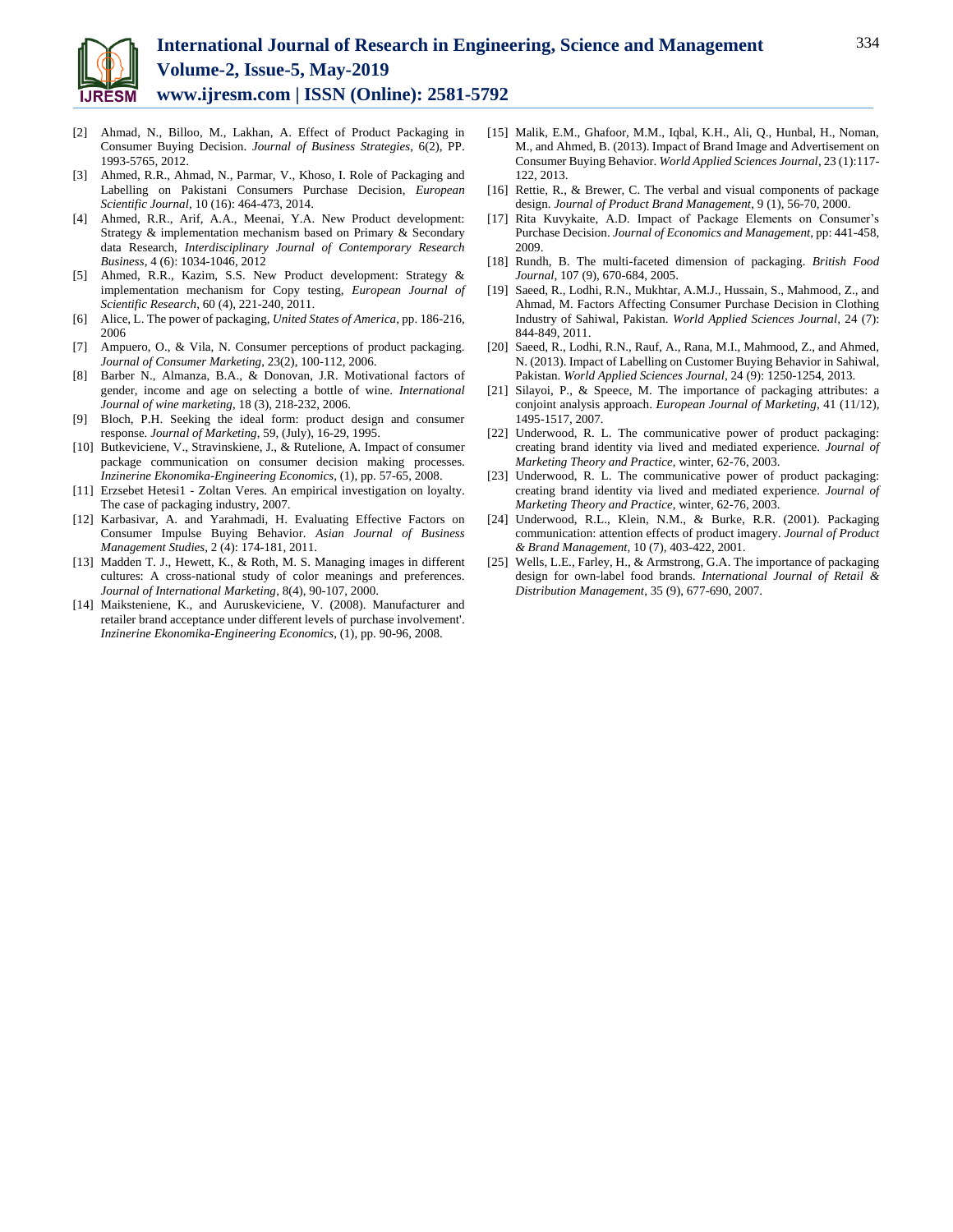[2] Ahmad, N., Billoo, M., Lakhan, A. Effect of Product Packaging in Consumer Buying Decision. *Journal of Business Strategies*, 6(2), PP. 1993-5765, 2012.

[3] Ahmed, R.R., Ahmad, N., Parmar, V., Khoso, I. Role of Packaging and Labelling on Pakistani Consumers Purchase Decision, *European Scientific Journal*, 10 (16): 464-473, 2014.

[4] Ahmed, R.R., Arif, A.A., Meenai, Y.A. New Product development: Strategy & implementation mechanism based on Primary & Secondary data Research, *Interdisciplinary Journal of Contemporary Research Business*, 4 (6): 1034-1046, 2012

[5] Ahmed, R.R., Kazim, S.S. New Product development: Strategy & implementation mechanism for Copy testing, *European Journal of Scientific Research*, 60 (4), 221-240, 2011.

[6] Alice, L. The power of packaging, *United States of America*, pp. 186-216, 2006

[7] Ampuero, O., & Vila, N. Consumer perceptions of product packaging. *Journal of Consumer Marketing*, 23(2), 100-112, 2006.

[8] Barber N., Almanza, B.A., & Donovan, J.R. Motivational factors of gender, income and age on selecting a bottle of wine. *International Journal of wine marketing*, 18 (3), 218-232, 2006.

[9] Bloch, P.H. Seeking the ideal form: product design and consumer response. *Journal of Marketing*, 59, (July), 16-29, 1995.

[10] Butkeviciene, V., Stravinskiene, J., & Rutelione, A. Impact of consumer package communication on consumer decision making processes. *Inzinerine Ekonomika-Engineering Economics*, (1), pp. 57-65, 2008.

[11] Erzsebet Hetesi1 - Zoltan Veres. An empirical investigation on loyalty. The case of packaging industry, 2007.

[12] Karbasivar, A. and Yarahmadi, H. Evaluating Effective Factors on Consumer Impulse Buying Behavior. *Asian Journal of Business Management Studies*, 2 (4): 174-181, 2011.

[13] Madden T. J., Hewett, K., & Roth, M. S. Managing images in different cultures: A cross-national study of color meanings and preferences. *Journal of International Marketing*, 8(4), 90-107, 2000.

[14] Maiksteniene, K., and Auruskeviciene, V. (2008). Manufacturer and retailer brand acceptance under different levels of purchase involvement'. *Inzinerine Ekonomika-Engineering Economics*, (1), pp. 90-96, 2008.

[15] Malik, E.M., Ghafoor, M.M., Iqbal, K.H., Ali, Q., Hunbal, H., Noman, M., and Ahmed, B. (2013). Impact of Brand Image and Advertisement on Consumer Buying Behavior. *World Applied Sciences Journal*, 23 (1):117-122, 2013.

[16] Rettie, R., & Brewer, C. The verbal and visual components of package design. *Journal of Product Brand Management*, 9 (1), 56-70, 2000.

[17] Rita Kuvykaite, A.D. Impact of Package Elements on Consumer's Purchase Decision. *Journal of Economics and Management*, pp: 441-458, 2009.

[18] Rundh, B. The multi-faceted dimension of packaging. *British Food Journal*, 107 (9), 670-684, 2005.

[19] Saeed, R., Lodhi, R.N., Mukhtar, A.M.J., Hussain, S., Mahmood, Z., and Ahmad, M. Factors Affecting Consumer Purchase Decision in Clothing Industry of Sahiwal, Pakistan. *World Applied Sciences Journal*, 24 (7): 844-849, 2011.

[20] Saeed, R., Lodhi, R.N., Rauf, A., Rana, M.I., Mahmood, Z., and Ahmed, N. (2013). Impact of Labelling on Customer Buying Behavior in Sahiwal, Pakistan. *World Applied Sciences Journal*, 24 (9): 1250-1254, 2013.

[21] Silayoi, P., & Speece, M. The importance of packaging attributes: a conjoint analysis approach. *European Journal of Marketing*, 41 (11/12), 1495-1517, 2007.

[22] Underwood, R. L. The communicative power of product packaging: creating brand identity via lived and mediated experience. *Journal of Marketing Theory and Practice*, winter, 62-76, 2003.

[23] Underwood, R. L. The communicative power of product packaging: creating brand identity via lived and mediated experience. *Journal of Marketing Theory and Practice*, winter, 62-76, 2003.

[24] Underwood, R.L., Klein, N.M., & Burke, R.R. (2001). Packaging communication: attention effects of product imagery. *Journal of Product & Brand Management*, 10 (7), 403-422, 2001.

[25] Wells, L.E., Farley, H., & Armstrong, G.A. The importance of packaging design for own-label food brands. *International Journal of Retail & Distribution Management*, 35 (9), 677-690, 2007.